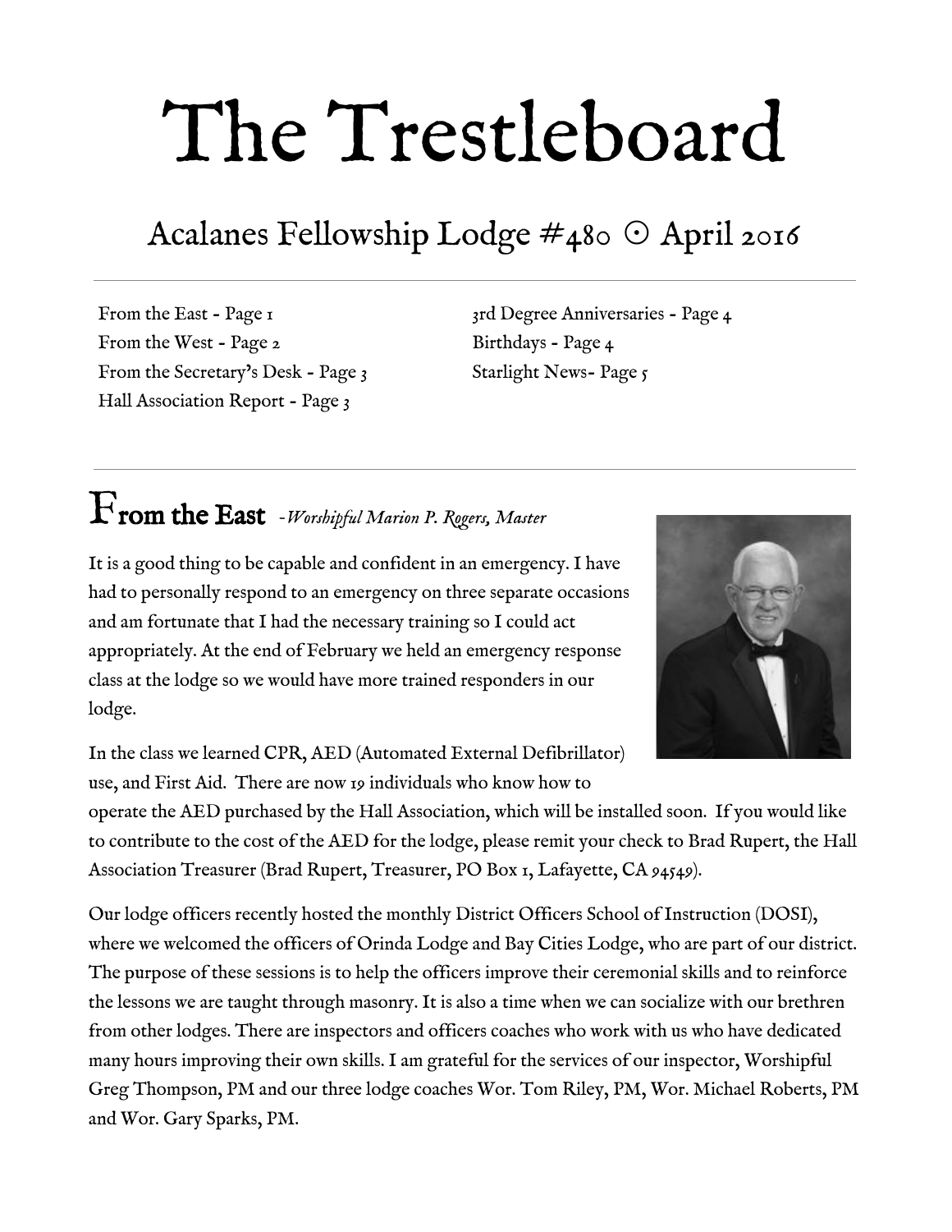# The Trestleboard

## Acalanes Fellowship Lodge #480 ⊙ April 2016

From the East - Page 1
From the West - Page 2
From the Secretary's Desk - Page 3
Hall Association Report - Page 3
3rd Degree Anniversaries - Page 4
Birthdays - Page 4
Starlight News- Page 5

## From the East *-Worshipful Marion P. Rogers, Master*

It is a good thing to be capable and confident in an emergency. I have had to personally respond to an emergency on three separate occasions and am fortunate that I had the necessary training so I could act appropriately. At the end of February we held an emergency response class at the lodge so we would have more trained responders in our lodge.

In the class we learned CPR, AED (Automated External Defibrillator) use, and First Aid. There are now 19 individuals who know how to operate the AED purchased by the Hall Association, which will be installed soon. If you would like to contribute to the cost of the AED for the lodge, please remit your check to Brad Rupert, the Hall Association Treasurer (Brad Rupert, Treasurer, PO Box 1, Lafayette, CA 94549).

Our lodge officers recently hosted the monthly District Officers School of Instruction (DOSI), where we welcomed the officers of Orinda Lodge and Bay Cities Lodge, who are part of our district. The purpose of these sessions is to help the officers improve their ceremonial skills and to reinforce the lessons we are taught through masonry. It is also a time when we can socialize with our brethren from other lodges. There are inspectors and officers coaches who work with us who have dedicated many hours improving their own skills. I am grateful for the services of our inspector, Worshipful Greg Thompson, PM and our three lodge coaches Wor. Tom Riley, PM, Wor. Michael Roberts, PM and Wor. Gary Sparks, PM.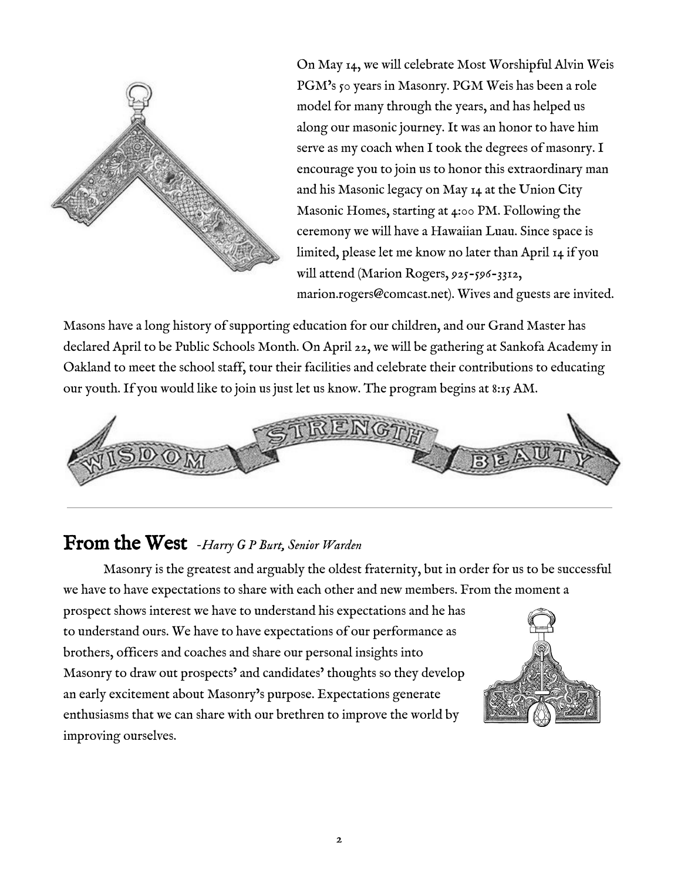On May 14, we will celebrate Most Worshipful Alvin Weis PGM's 50 years in Masonry. PGM Weis has been a role model for many through the years, and has helped us along our masonic journey. It was an honor to have him serve as my coach when I took the degrees of masonry. I encourage you to join us to honor this extraordinary man and his Masonic legacy on May 14 at the Union City Masonic Homes, starting at 4:00 PM. Following the ceremony we will have a Hawaiian Luau. Since space is limited, please let me know no later than April 14 if you will attend (Marion Rogers, 925-596-3312, marion.rogers@comcast.net). Wives and guests are invited.

Masons have a long history of supporting education for our children, and our Grand Master has declared April to be Public Schools Month. On April 22, we will be gathering at Sankofa Academy in Oakland to meet the school staff, tour their facilities and celebrate their contributions to educating our youth. If you would like to join us just let us know. The program begins at 8:15 AM.

WISDOM STRENGTH BEAUTY

---

## From the West *-Harry G P Burt, Senior Warden*

Masonry is the greatest and arguably the oldest fraternity, but in order for us to be successful we have to have expectations to share with each other and new members. From the moment a prospect shows interest we have to understand his expectations and he has to understand ours. We have to have expectations of our performance as brothers, officers and coaches and share our personal insights into Masonry to draw out prospects' and candidates' thoughts so they develop an early excitement about Masonry's purpose. Expectations generate enthusiasms that we can share with our brethren to improve the world by improving ourselves.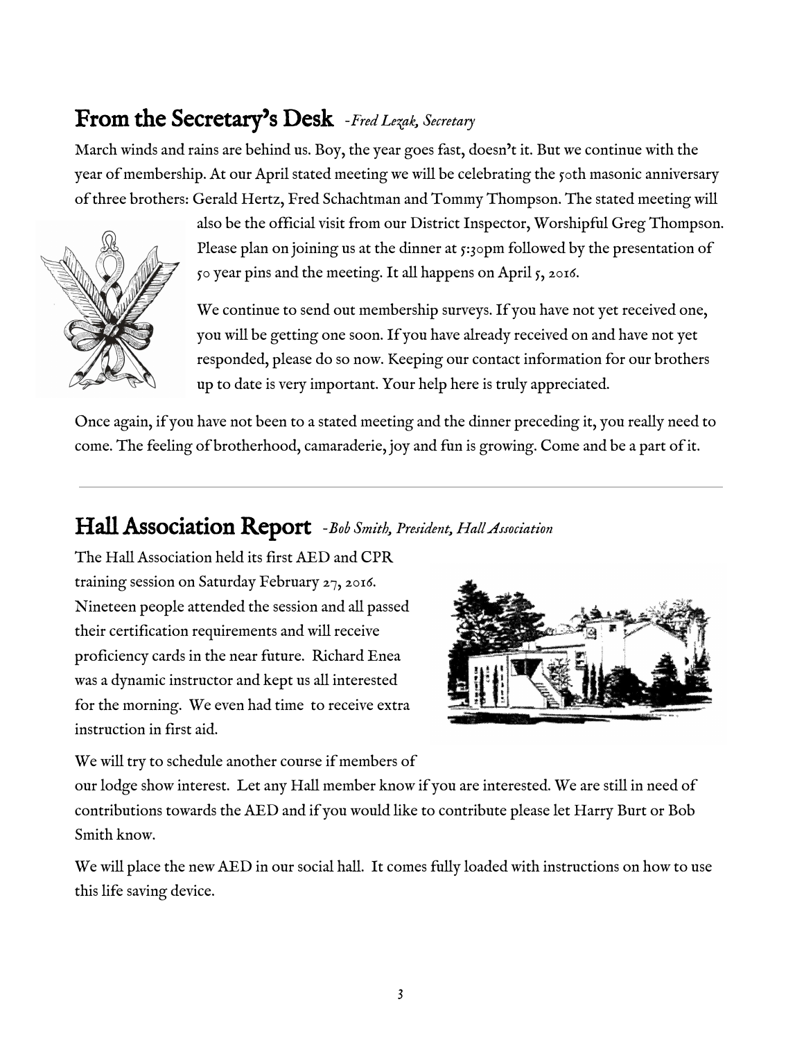## From the Secretary's Desk *-Fred Lezak, Secretary*

March winds and rains are behind us. Boy, the year goes fast, doesn't it. But we continue with the year of membership. At our April stated meeting we will be celebrating the 50th masonic anniversary of three brothers: Gerald Hertz, Fred Schachtman and Tommy Thompson. The stated meeting will also be the official visit from our District Inspector, Worshipful Greg Thompson. Please plan on joining us at the dinner at 5:30pm followed by the presentation of 50 year pins and the meeting. It all happens on April 5, 2016.

We continue to send out membership surveys. If you have not yet received one, you will be getting one soon. If you have already received on and have not yet responded, please do so now. Keeping our contact information for our brothers up to date is very important. Your help here is truly appreciated.

Once again, if you have not been to a stated meeting and the dinner preceding it, you really need to come. The feeling of brotherhood, camaraderie, joy and fun is growing. Come and be a part of it.

---

## Hall Association Report *-Bob Smith, President, Hall Association*

The Hall Association held its first AED and CPR training session on Saturday February 27, 2016. Nineteen people attended the session and all passed their certification requirements and will receive proficiency cards in the near future. Richard Enea was a dynamic instructor and kept us all interested for the morning. We even had time to receive extra instruction in first aid.

We will try to schedule another course if members of our lodge show interest. Let any Hall member know if you are interested. We are still in need of contributions towards the AED and if you would like to contribute please let Harry Burt or Bob Smith know.

We will place the new AED in our social hall. It comes fully loaded with instructions on how to use this life saving device.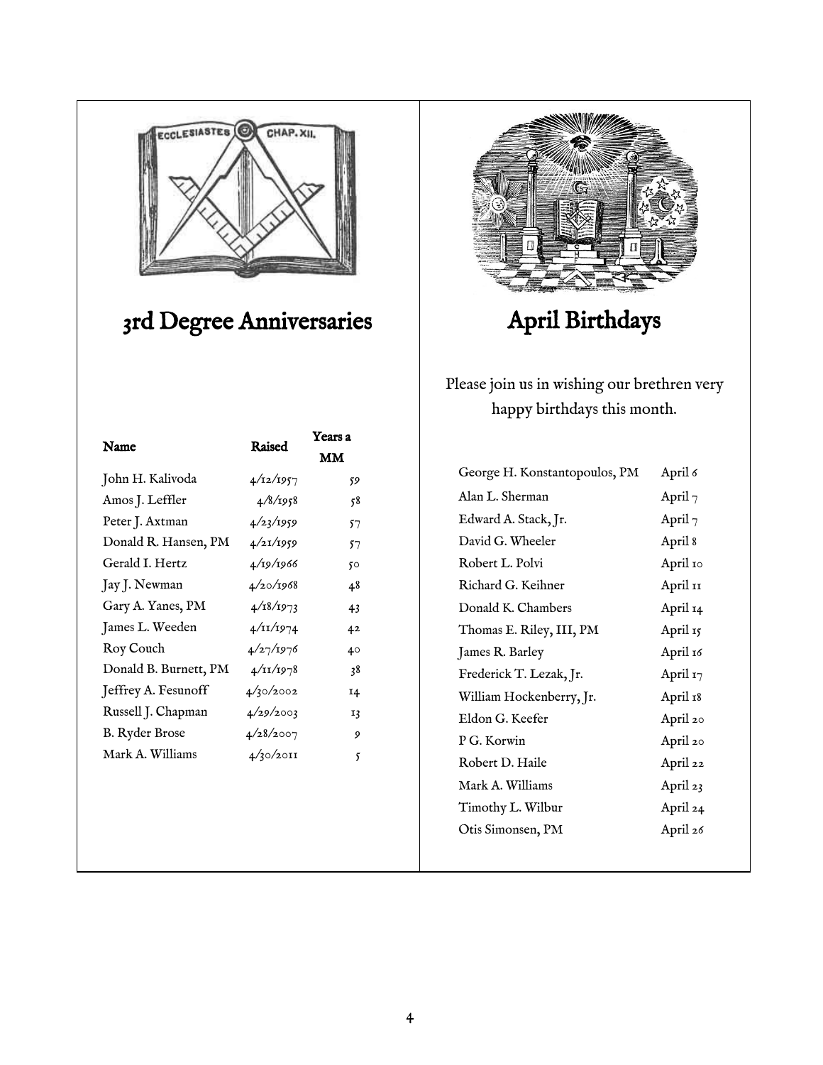## 3rd Degree Anniversaries

| Name | Raised | Years a MM |
| --- | --- | --- |
| John H. Kalivoda | 4/12/1957 | 59 |
| Amos J. Leffler | 4/8/1958 | 58 |
| Peter J. Axtman | 4/23/1959 | 57 |
| Donald R. Hansen, PM | 4/21/1959 | 57 |
| Gerald I. Hertz | 4/19/1966 | 50 |
| Jay J. Newman | 4/20/1968 | 48 |
| Gary A. Yanes, PM | 4/18/1973 | 43 |
| James L. Weeden | 4/11/1974 | 42 |
| Roy Couch | 4/27/1976 | 40 |
| Donald B. Burnett, PM | 4/11/1978 | 38 |
| Jeffrey A. Fesunoff | 4/30/2002 | 14 |
| Russell J. Chapman | 4/29/2003 | 13 |
| B. Ryder Brose | 4/28/2007 | 9 |
| Mark A. Williams | 4/30/2011 | 5 |

## April Birthdays

Please join us in wishing our brethren very happy birthdays this month.

| Name | Birthday |
| --- | --- |
| George H. Konstantopoulos, PM | April 6 |
| Alan L. Sherman | April 7 |
| Edward A. Stack, Jr. | April 7 |
| David G. Wheeler | April 8 |
| Robert L. Polvi | April 10 |
| Richard G. Keihner | April 11 |
| Donald K. Chambers | April 14 |
| Thomas E. Riley, III, PM | April 15 |
| James R. Barley | April 16 |
| Frederick T. Lezak, Jr. | April 17 |
| William Hockenberry, Jr. | April 18 |
| Eldon G. Keefer | April 20 |
| P G. Korwin | April 20 |
| Robert D. Haile | April 22 |
| Mark A. Williams | April 23 |
| Timothy L. Wilbur | April 24 |
| Otis Simonsen, PM | April 26 |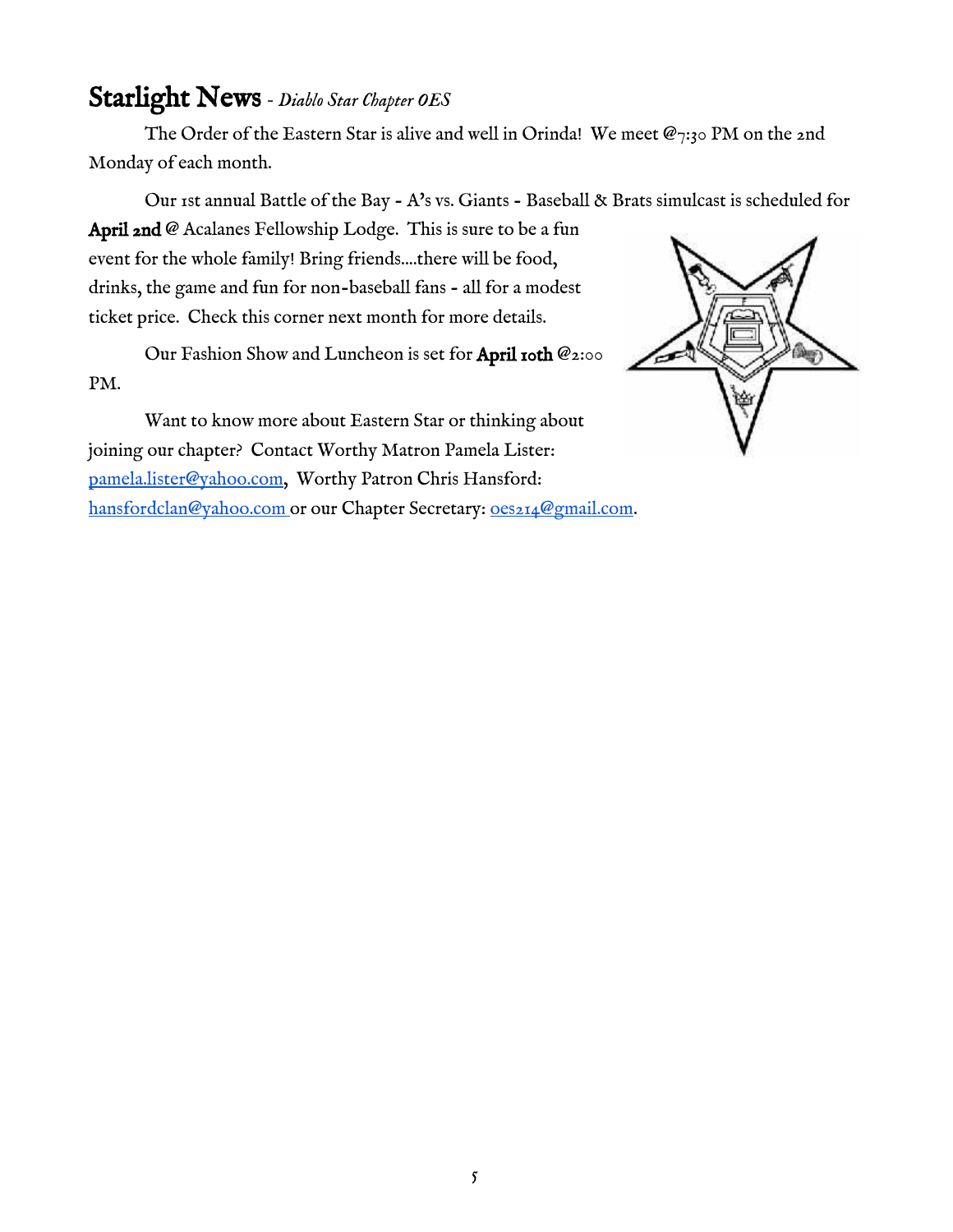## Starlight News - *Diablo Star Chapter OES*

The Order of the Eastern Star is alive and well in Orinda! We meet @7:30 PM on the 2nd Monday of each month.

Our 1st annual Battle of the Bay - A's vs. Giants - Baseball & Brats simulcast is scheduled for **April 2nd** @ Acalanes Fellowship Lodge. This is sure to be a fun event for the whole family! Bring friends....there will be food, drinks, the game and fun for non-baseball fans - all for a modest ticket price. Check this corner next month for more details.

Our Fashion Show and Luncheon is set for **April 10th** @2:00 PM.

Want to know more about Eastern Star or thinking about joining our chapter? Contact Worthy Matron Pamela Lister: pamela.lister@yahoo.com, Worthy Patron Chris Hansford: hansfordclan@yahoo.com or our Chapter Secretary: oes214@gmail.com.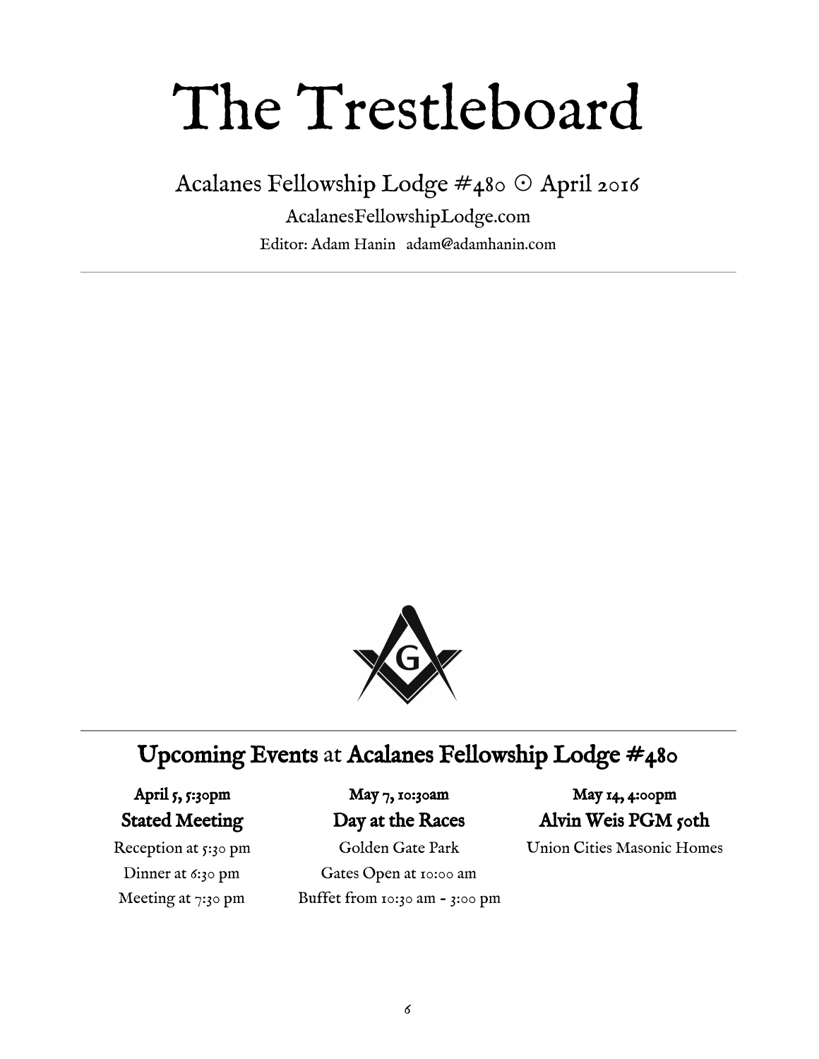# The Trestleboard

Acalanes Fellowship Lodge #480 ⊙ April 2016

AcalanesFellowshipLodge.com

Editor: Adam Hanin adam@adamhanin.com

---

## Upcoming Events at Acalanes Fellowship Lodge #480

**April 5, 5:30pm**

### Stated Meeting

Reception at 5:30 pm

Dinner at 6:30 pm

Meeting at 7:30 pm

**May 7, 10:30am**

### Day at the Races

Golden Gate Park

Gates Open at 10:00 am

Buffet from 10:30 am - 3:00 pm

**May 14, 4:00pm**

### Alvin Weis PGM 50th

Union Cities Masonic Homes